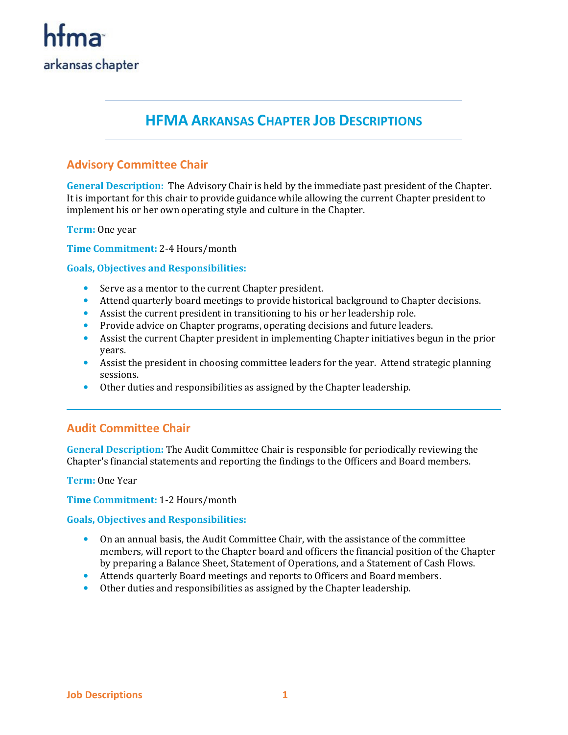hfma™
arkansas chapter

# HFMA Arkansas Chapter Job Descriptions

## Advisory Committee Chair

**General Description:** The Advisory Chair is held by the immediate past president of the Chapter. It is important for this chair to provide guidance while allowing the current Chapter president to implement his or her own operating style and culture in the Chapter.

**Term:** One year

**Time Commitment:** 2-4 Hours/month

**Goals, Objectives and Responsibilities:**

- Serve as a mentor to the current Chapter president.
- Attend quarterly board meetings to provide historical background to Chapter decisions.
- Assist the current president in transitioning to his or her leadership role.
- Provide advice on Chapter programs, operating decisions and future leaders.
- Assist the current Chapter president in implementing Chapter initiatives begun in the prior years.
- Assist the president in choosing committee leaders for the year. Attend strategic planning sessions.
- Other duties and responsibilities as assigned by the Chapter leadership.

---

## Audit Committee Chair

**General Description:** The Audit Committee Chair is responsible for periodically reviewing the Chapter's financial statements and reporting the findings to the Officers and Board members.

**Term:** One Year

**Time Commitment:** 1-2 Hours/month

**Goals, Objectives and Responsibilities:**

- On an annual basis, the Audit Committee Chair, with the assistance of the committee members, will report to the Chapter board and officers the financial position of the Chapter by preparing a Balance Sheet, Statement of Operations, and a Statement of Cash Flows.
- Attends quarterly Board meetings and reports to Officers and Board members.
- Other duties and responsibilities as assigned by the Chapter leadership.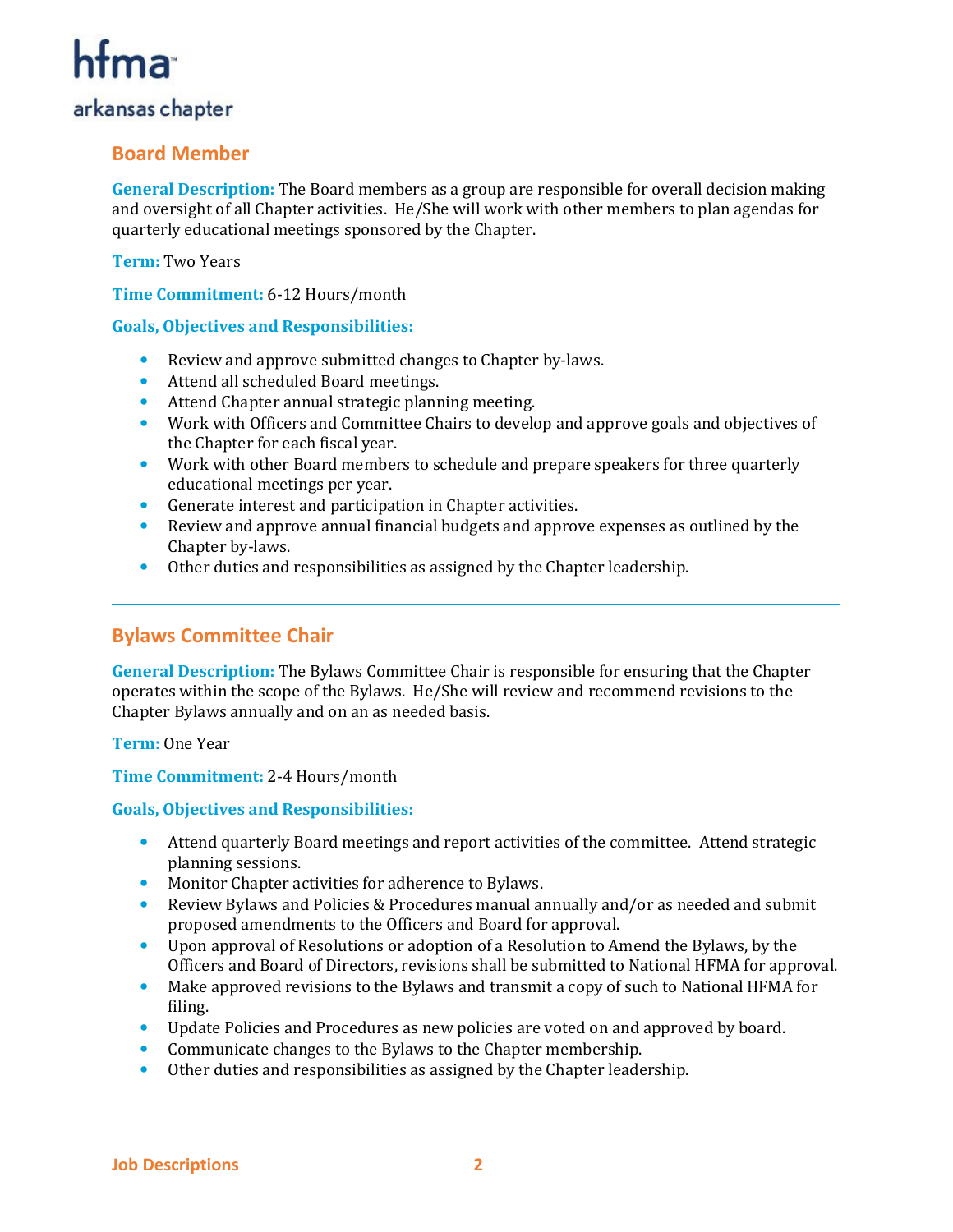## Board Member

**General Description:** The Board members as a group are responsible for overall decision making and oversight of all Chapter activities. He/She will work with other members to plan agendas for quarterly educational meetings sponsored by the Chapter.

**Term:** Two Years

**Time Commitment:** 6-12 Hours/month

**Goals, Objectives and Responsibilities:**

- Review and approve submitted changes to Chapter by-laws.
- Attend all scheduled Board meetings.
- Attend Chapter annual strategic planning meeting.
- Work with Officers and Committee Chairs to develop and approve goals and objectives of the Chapter for each fiscal year.
- Work with other Board members to schedule and prepare speakers for three quarterly educational meetings per year.
- Generate interest and participation in Chapter activities.
- Review and approve annual financial budgets and approve expenses as outlined by the Chapter by-laws.
- Other duties and responsibilities as assigned by the Chapter leadership.

---

## Bylaws Committee Chair

**General Description:** The Bylaws Committee Chair is responsible for ensuring that the Chapter operates within the scope of the Bylaws. He/She will review and recommend revisions to the Chapter Bylaws annually and on an as needed basis.

**Term:** One Year

**Time Commitment:** 2-4 Hours/month

**Goals, Objectives and Responsibilities:**

- Attend quarterly Board meetings and report activities of the committee. Attend strategic planning sessions.
- Monitor Chapter activities for adherence to Bylaws.
- Review Bylaws and Policies & Procedures manual annually and/or as needed and submit proposed amendments to the Officers and Board for approval.
- Upon approval of Resolutions or adoption of a Resolution to Amend the Bylaws, by the Officers and Board of Directors, revisions shall be submitted to National HFMA for approval.
- Make approved revisions to the Bylaws and transmit a copy of such to National HFMA for filing.
- Update Policies and Procedures as new policies are voted on and approved by board.
- Communicate changes to the Bylaws to the Chapter membership.
- Other duties and responsibilities as assigned by the Chapter leadership.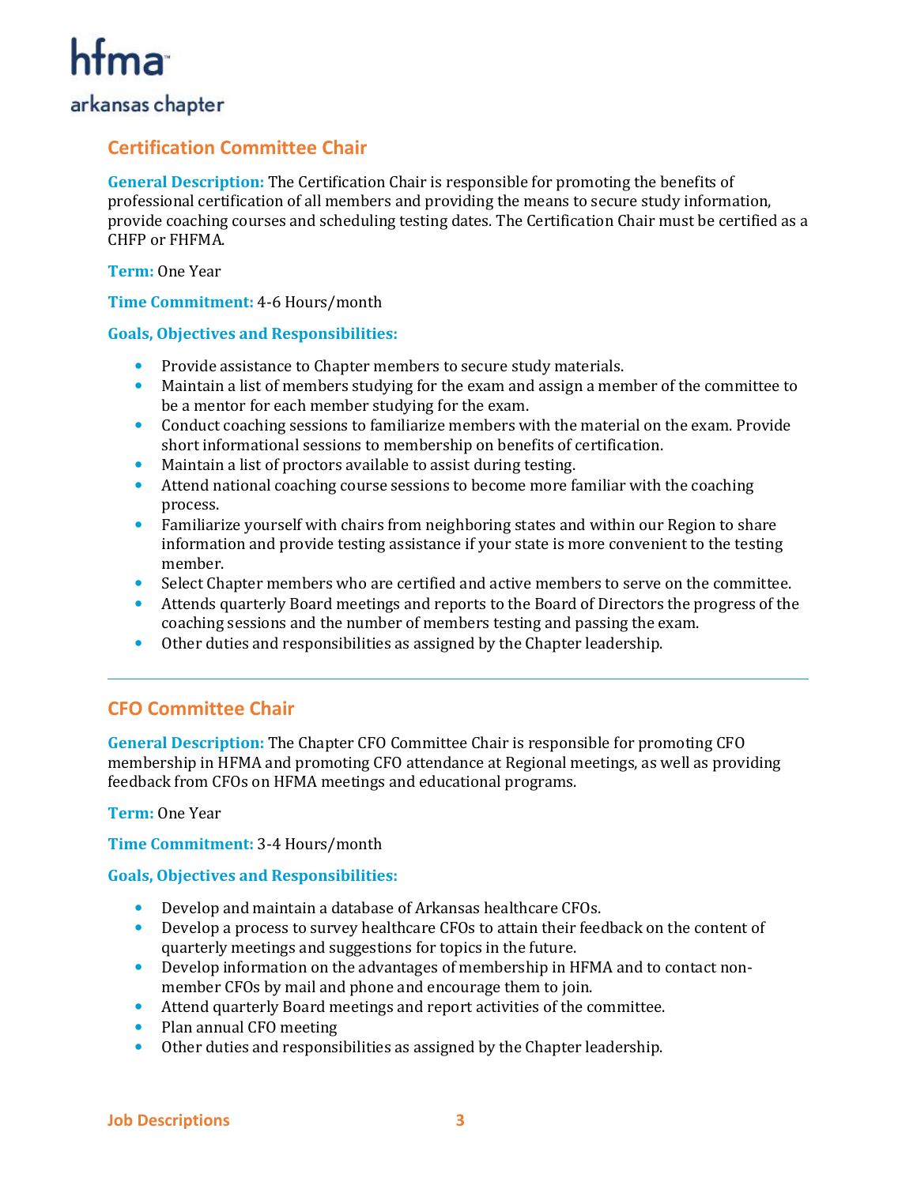## Certification Committee Chair

**General Description:** The Certification Chair is responsible for promoting the benefits of professional certification of all members and providing the means to secure study information, provide coaching courses and scheduling testing dates. The Certification Chair must be certified as a CHFP or FHFMA.

**Term:** One Year

**Time Commitment:** 4-6 Hours/month

**Goals, Objectives and Responsibilities:**

- Provide assistance to Chapter members to secure study materials.
- Maintain a list of members studying for the exam and assign a member of the committee to be a mentor for each member studying for the exam.
- Conduct coaching sessions to familiarize members with the material on the exam. Provide short informational sessions to membership on benefits of certification.
- Maintain a list of proctors available to assist during testing.
- Attend national coaching course sessions to become more familiar with the coaching process.
- Familiarize yourself with chairs from neighboring states and within our Region to share information and provide testing assistance if your state is more convenient to the testing member.
- Select Chapter members who are certified and active members to serve on the committee.
- Attends quarterly Board meetings and reports to the Board of Directors the progress of the coaching sessions and the number of members testing and passing the exam.
- Other duties and responsibilities as assigned by the Chapter leadership.

---

## CFO Committee Chair

**General Description:** The Chapter CFO Committee Chair is responsible for promoting CFO membership in HFMA and promoting CFO attendance at Regional meetings, as well as providing feedback from CFOs on HFMA meetings and educational programs.

**Term:** One Year

**Time Commitment:** 3-4 Hours/month

**Goals, Objectives and Responsibilities:**

- Develop and maintain a database of Arkansas healthcare CFOs.
- Develop a process to survey healthcare CFOs to attain their feedback on the content of quarterly meetings and suggestions for topics in the future.
- Develop information on the advantages of membership in HFMA and to contact non-member CFOs by mail and phone and encourage them to join.
- Attend quarterly Board meetings and report activities of the committee.
- Plan annual CFO meeting
- Other duties and responsibilities as assigned by the Chapter leadership.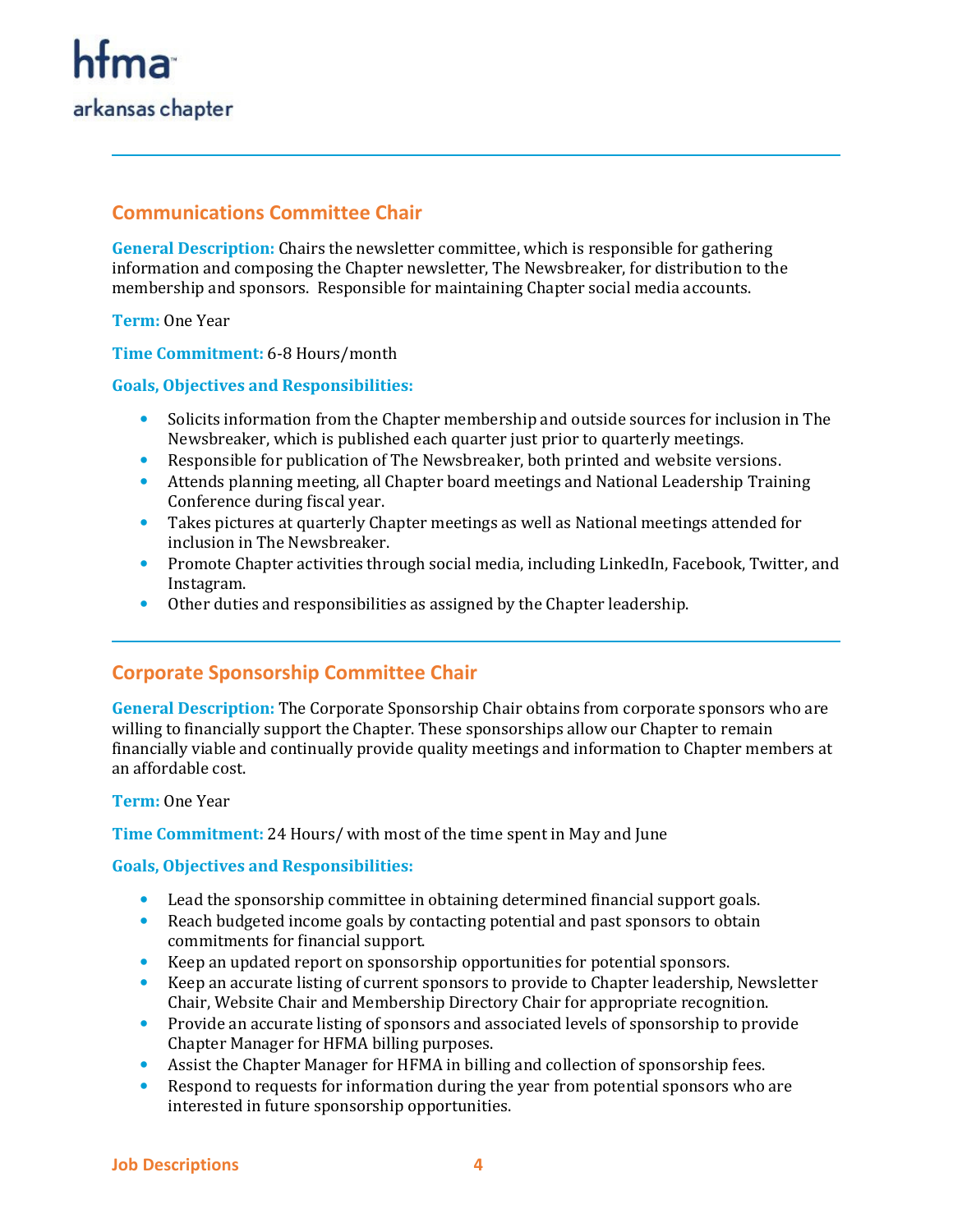## Communications Committee Chair

**General Description:** Chairs the newsletter committee, which is responsible for gathering information and composing the Chapter newsletter, The Newsbreaker, for distribution to the membership and sponsors. Responsible for maintaining Chapter social media accounts.

**Term:** One Year

**Time Commitment:** 6-8 Hours/month

**Goals, Objectives and Responsibilities:**

- Solicits information from the Chapter membership and outside sources for inclusion in The Newsbreaker, which is published each quarter just prior to quarterly meetings.
- Responsible for publication of The Newsbreaker, both printed and website versions.
- Attends planning meeting, all Chapter board meetings and National Leadership Training Conference during fiscal year.
- Takes pictures at quarterly Chapter meetings as well as National meetings attended for inclusion in The Newsbreaker.
- Promote Chapter activities through social media, including LinkedIn, Facebook, Twitter, and Instagram.
- Other duties and responsibilities as assigned by the Chapter leadership.

---

## Corporate Sponsorship Committee Chair

**General Description:** The Corporate Sponsorship Chair obtains from corporate sponsors who are willing to financially support the Chapter. These sponsorships allow our Chapter to remain financially viable and continually provide quality meetings and information to Chapter members at an affordable cost.

**Term:** One Year

**Time Commitment:** 24 Hours/ with most of the time spent in May and June

**Goals, Objectives and Responsibilities:**

- Lead the sponsorship committee in obtaining determined financial support goals.
- Reach budgeted income goals by contacting potential and past sponsors to obtain commitments for financial support.
- Keep an updated report on sponsorship opportunities for potential sponsors.
- Keep an accurate listing of current sponsors to provide to Chapter leadership, Newsletter Chair, Website Chair and Membership Directory Chair for appropriate recognition.
- Provide an accurate listing of sponsors and associated levels of sponsorship to provide Chapter Manager for HFMA billing purposes.
- Assist the Chapter Manager for HFMA in billing and collection of sponsorship fees.
- Respond to requests for information during the year from potential sponsors who are interested in future sponsorship opportunities.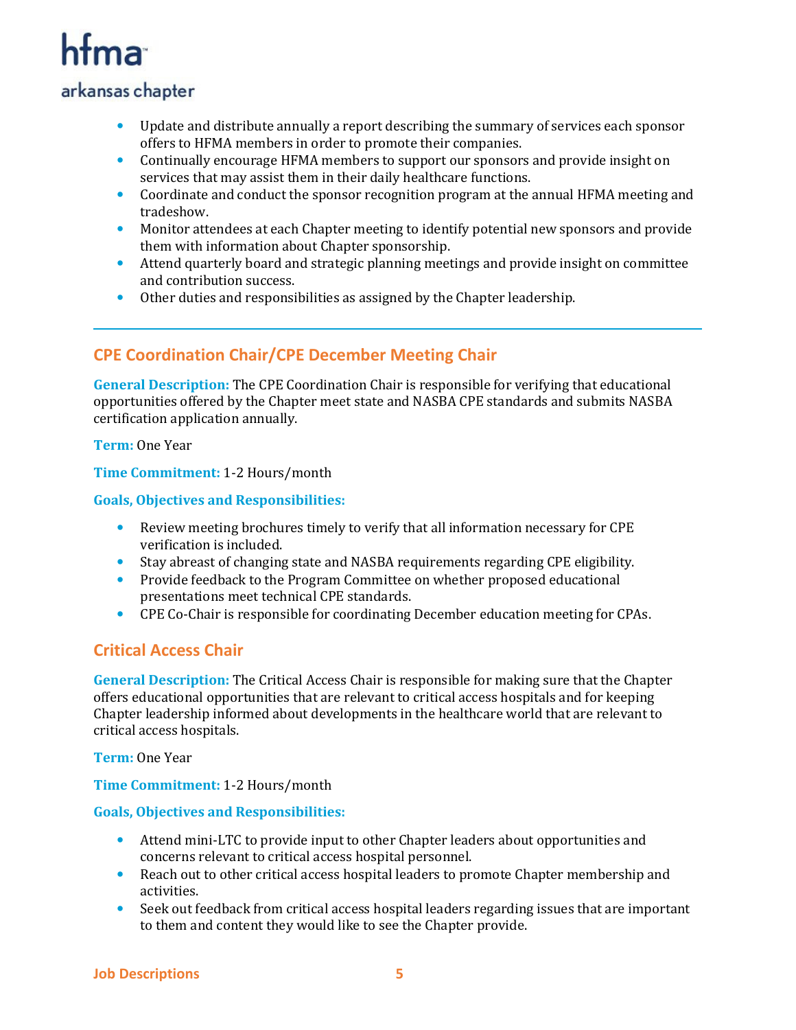- Update and distribute annually a report describing the summary of services each sponsor offers to HFMA members in order to promote their companies.
- Continually encourage HFMA members to support our sponsors and provide insight on services that may assist them in their daily healthcare functions.
- Coordinate and conduct the sponsor recognition program at the annual HFMA meeting and tradeshow.
- Monitor attendees at each Chapter meeting to identify potential new sponsors and provide them with information about Chapter sponsorship.
- Attend quarterly board and strategic planning meetings and provide insight on committee and contribution success.
- Other duties and responsibilities as assigned by the Chapter leadership.

---

## CPE Coordination Chair/CPE December Meeting Chair

**General Description:** The CPE Coordination Chair is responsible for verifying that educational opportunities offered by the Chapter meet state and NASBA CPE standards and submits NASBA certification application annually.

**Term:** One Year

**Time Commitment:** 1-2 Hours/month

**Goals, Objectives and Responsibilities:**

- Review meeting brochures timely to verify that all information necessary for CPE verification is included.
- Stay abreast of changing state and NASBA requirements regarding CPE eligibility.
- Provide feedback to the Program Committee on whether proposed educational presentations meet technical CPE standards.
- CPE Co-Chair is responsible for coordinating December education meeting for CPAs.

## Critical Access Chair

**General Description:** The Critical Access Chair is responsible for making sure that the Chapter offers educational opportunities that are relevant to critical access hospitals and for keeping Chapter leadership informed about developments in the healthcare world that are relevant to critical access hospitals.

**Term:** One Year

**Time Commitment:** 1-2 Hours/month

**Goals, Objectives and Responsibilities:**

- Attend mini-LTC to provide input to other Chapter leaders about opportunities and concerns relevant to critical access hospital personnel.
- Reach out to other critical access hospital leaders to promote Chapter membership and activities.
- Seek out feedback from critical access hospital leaders regarding issues that are important to them and content they would like to see the Chapter provide.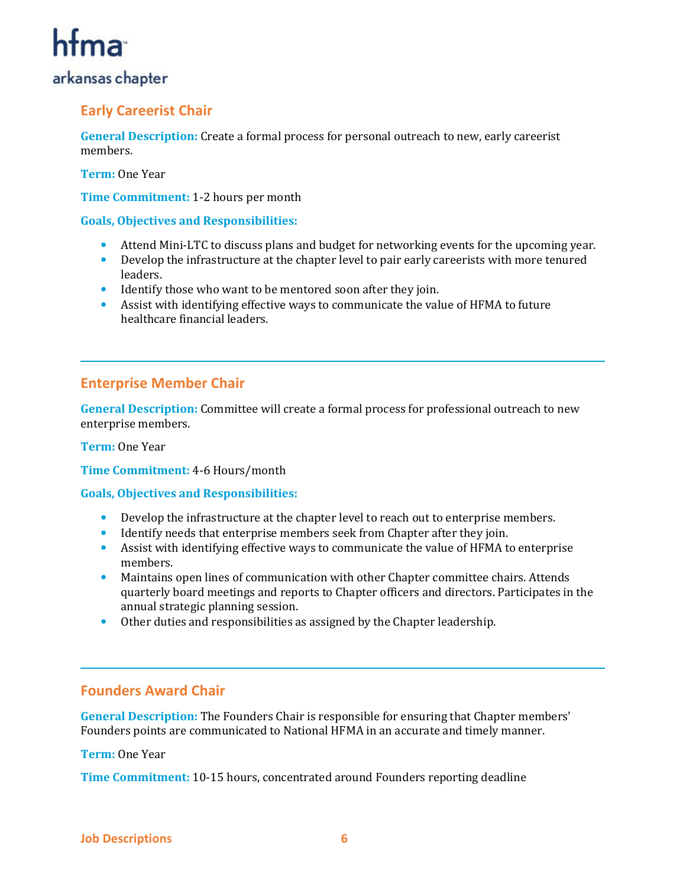## Early Careerist Chair

**General Description:** Create a formal process for personal outreach to new, early careerist members.

**Term:** One Year

**Time Commitment:** 1-2 hours per month

**Goals, Objectives and Responsibilities:**

- Attend Mini-LTC to discuss plans and budget for networking events for the upcoming year.
- Develop the infrastructure at the chapter level to pair early careerists with more tenured leaders.
- Identify those who want to be mentored soon after they join.
- Assist with identifying effective ways to communicate the value of HFMA to future healthcare financial leaders.

---

## Enterprise Member Chair

**General Description:** Committee will create a formal process for professional outreach to new enterprise members.

**Term:** One Year

**Time Commitment:** 4-6 Hours/month

**Goals, Objectives and Responsibilities:**

- Develop the infrastructure at the chapter level to reach out to enterprise members.
- Identify needs that enterprise members seek from Chapter after they join.
- Assist with identifying effective ways to communicate the value of HFMA to enterprise members.
- Maintains open lines of communication with other Chapter committee chairs. Attends quarterly board meetings and reports to Chapter officers and directors. Participates in the annual strategic planning session.
- Other duties and responsibilities as assigned by the Chapter leadership.

---

## Founders Award Chair

**General Description:** The Founders Chair is responsible for ensuring that Chapter members' Founders points are communicated to National HFMA in an accurate and timely manner.

**Term:** One Year

**Time Commitment:** 10-15 hours, concentrated around Founders reporting deadline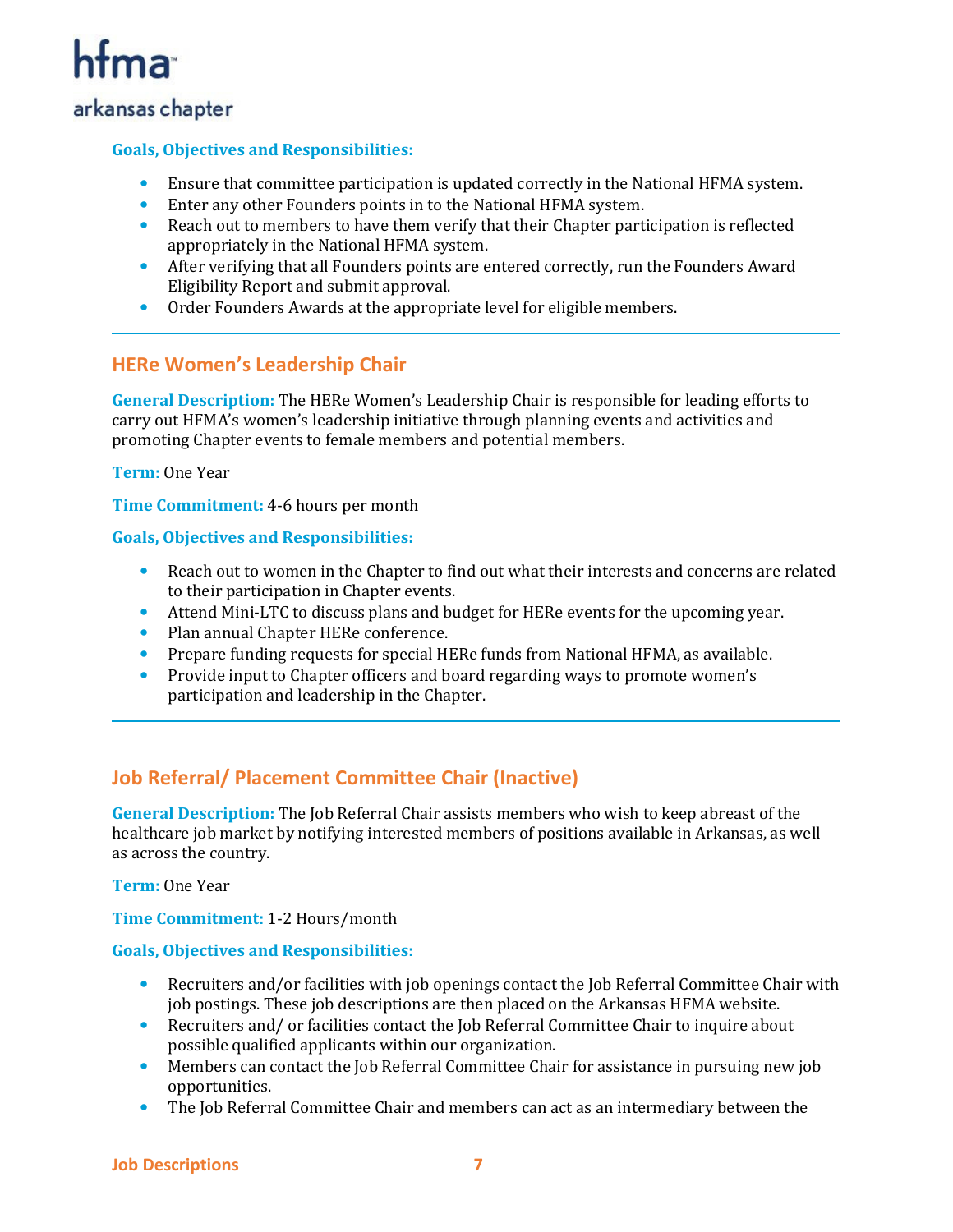**Goals, Objectives and Responsibilities:**

- Ensure that committee participation is updated correctly in the National HFMA system.
- Enter any other Founders points in to the National HFMA system.
- Reach out to members to have them verify that their Chapter participation is reflected appropriately in the National HFMA system.
- After verifying that all Founders points are entered correctly, run the Founders Award Eligibility Report and submit approval.
- Order Founders Awards at the appropriate level for eligible members.

---

## HERe Women's Leadership Chair

**General Description:** The HERe Women's Leadership Chair is responsible for leading efforts to carry out HFMA's women's leadership initiative through planning events and activities and promoting Chapter events to female members and potential members.

**Term:** One Year

**Time Commitment:** 4-6 hours per month

**Goals, Objectives and Responsibilities:**

- Reach out to women in the Chapter to find out what their interests and concerns are related to their participation in Chapter events.
- Attend Mini-LTC to discuss plans and budget for HERe events for the upcoming year.
- Plan annual Chapter HERe conference.
- Prepare funding requests for special HERe funds from National HFMA, as available.
- Provide input to Chapter officers and board regarding ways to promote women's participation and leadership in the Chapter.

---

## Job Referral/ Placement Committee Chair (Inactive)

**General Description:** The Job Referral Chair assists members who wish to keep abreast of the healthcare job market by notifying interested members of positions available in Arkansas, as well as across the country.

**Term:** One Year

**Time Commitment:** 1-2 Hours/month

**Goals, Objectives and Responsibilities:**

- Recruiters and/or facilities with job openings contact the Job Referral Committee Chair with job postings. These job descriptions are then placed on the Arkansas HFMA website.
- Recruiters and/ or facilities contact the Job Referral Committee Chair to inquire about possible qualified applicants within our organization.
- Members can contact the Job Referral Committee Chair for assistance in pursuing new job opportunities.
- The Job Referral Committee Chair and members can act as an intermediary between the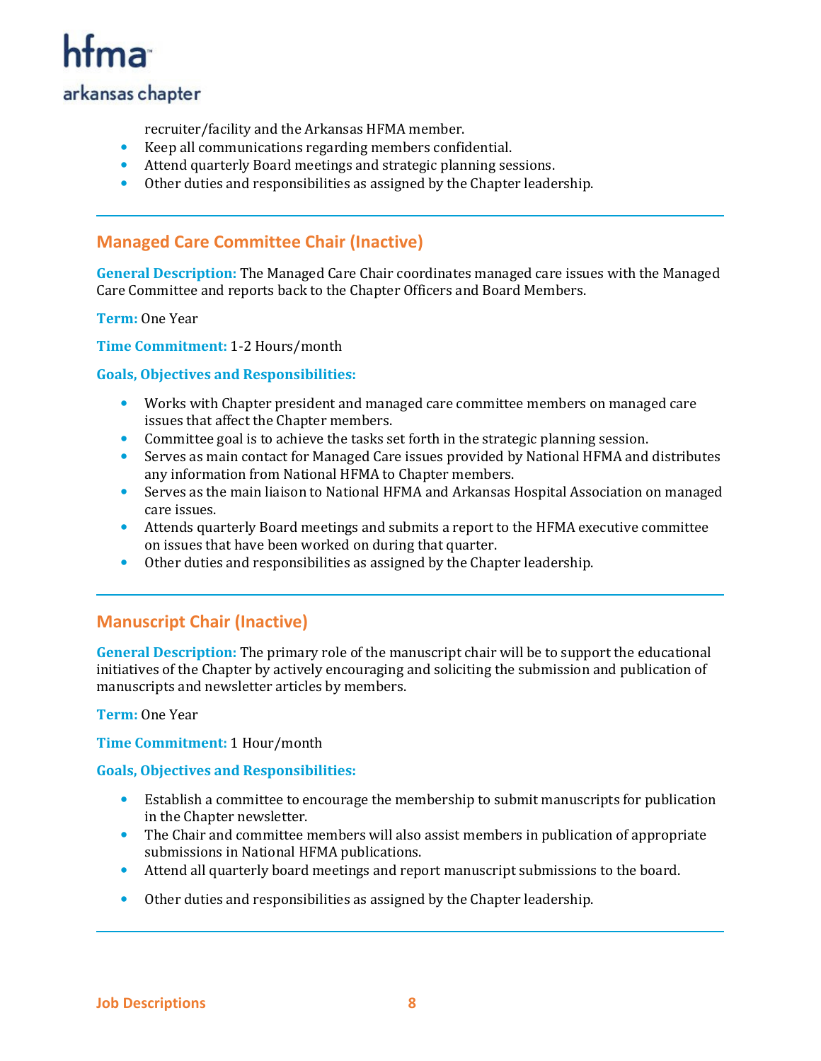recruiter/facility and the Arkansas HFMA member.

- Keep all communications regarding members confidential.
- Attend quarterly Board meetings and strategic planning sessions.
- Other duties and responsibilities as assigned by the Chapter leadership.

---

## Managed Care Committee Chair (Inactive)

**General Description:** The Managed Care Chair coordinates managed care issues with the Managed Care Committee and reports back to the Chapter Officers and Board Members.

**Term:** One Year

**Time Commitment:** 1-2 Hours/month

**Goals, Objectives and Responsibilities:**

- Works with Chapter president and managed care committee members on managed care issues that affect the Chapter members.
- Committee goal is to achieve the tasks set forth in the strategic planning session.
- Serves as main contact for Managed Care issues provided by National HFMA and distributes any information from National HFMA to Chapter members.
- Serves as the main liaison to National HFMA and Arkansas Hospital Association on managed care issues.
- Attends quarterly Board meetings and submits a report to the HFMA executive committee on issues that have been worked on during that quarter.
- Other duties and responsibilities as assigned by the Chapter leadership.

---

## Manuscript Chair (Inactive)

**General Description:** The primary role of the manuscript chair will be to support the educational initiatives of the Chapter by actively encouraging and soliciting the submission and publication of manuscripts and newsletter articles by members.

**Term:** One Year

**Time Commitment:** 1 Hour/month

**Goals, Objectives and Responsibilities:**

- Establish a committee to encourage the membership to submit manuscripts for publication in the Chapter newsletter.
- The Chair and committee members will also assist members in publication of appropriate submissions in National HFMA publications.
- Attend all quarterly board meetings and report manuscript submissions to the board.
- Other duties and responsibilities as assigned by the Chapter leadership.

---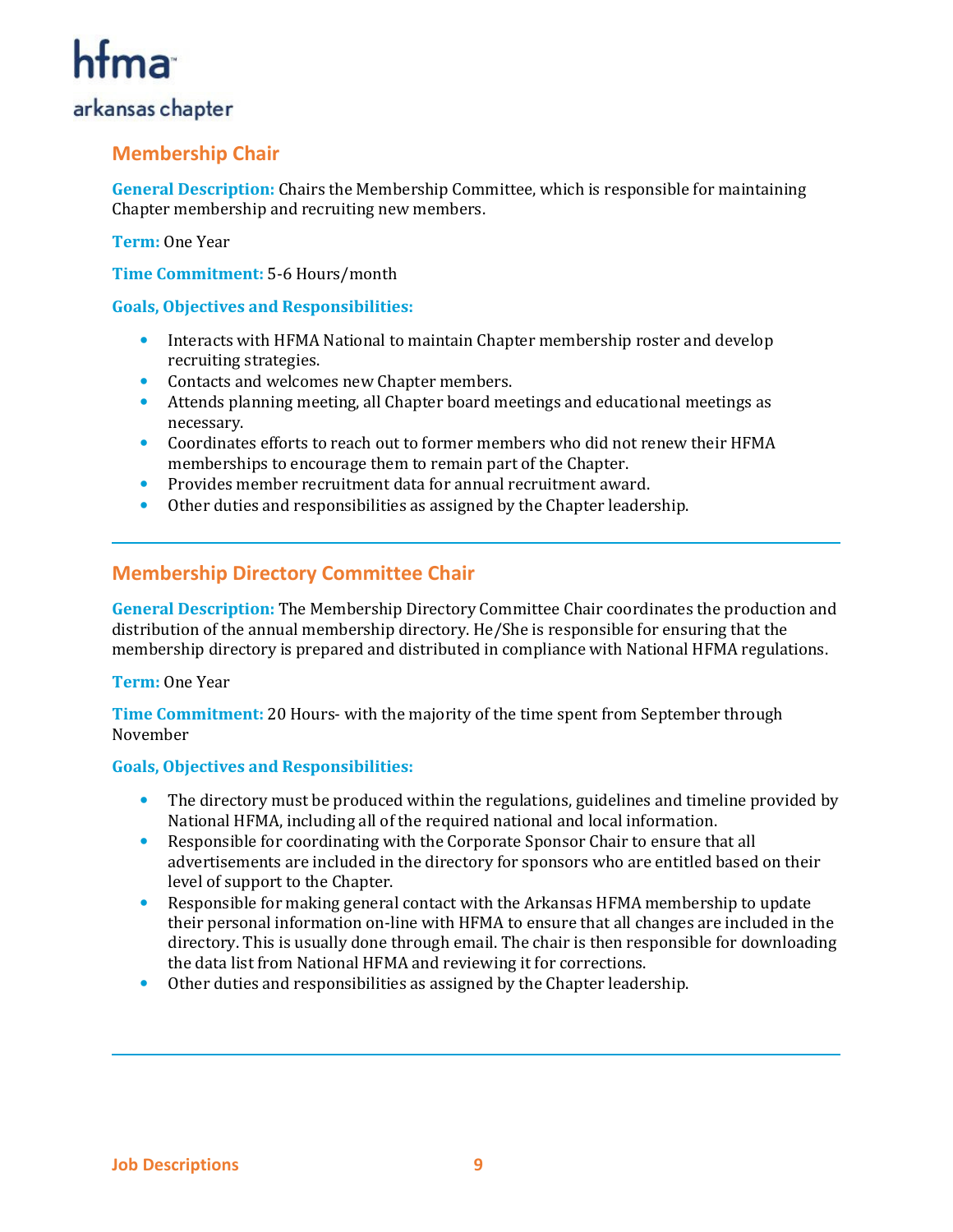## Membership Chair

**General Description:** Chairs the Membership Committee, which is responsible for maintaining Chapter membership and recruiting new members.

**Term:** One Year

**Time Commitment:** 5-6 Hours/month

**Goals, Objectives and Responsibilities:**

- Interacts with HFMA National to maintain Chapter membership roster and develop recruiting strategies.
- Contacts and welcomes new Chapter members.
- Attends planning meeting, all Chapter board meetings and educational meetings as necessary.
- Coordinates efforts to reach out to former members who did not renew their HFMA memberships to encourage them to remain part of the Chapter.
- Provides member recruitment data for annual recruitment award.
- Other duties and responsibilities as assigned by the Chapter leadership.

---

## Membership Directory Committee Chair

**General Description:** The Membership Directory Committee Chair coordinates the production and distribution of the annual membership directory. He/She is responsible for ensuring that the membership directory is prepared and distributed in compliance with National HFMA regulations.

**Term:** One Year

**Time Commitment:** 20 Hours- with the majority of the time spent from September through November

**Goals, Objectives and Responsibilities:**

- The directory must be produced within the regulations, guidelines and timeline provided by National HFMA, including all of the required national and local information.
- Responsible for coordinating with the Corporate Sponsor Chair to ensure that all advertisements are included in the directory for sponsors who are entitled based on their level of support to the Chapter.
- Responsible for making general contact with the Arkansas HFMA membership to update their personal information on-line with HFMA to ensure that all changes are included in the directory. This is usually done through email. The chair is then responsible for downloading the data list from National HFMA and reviewing it for corrections.
- Other duties and responsibilities as assigned by the Chapter leadership.

---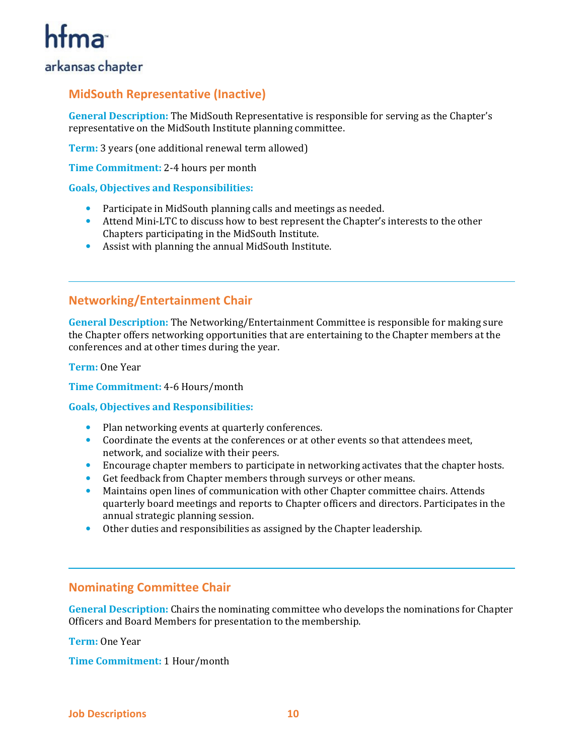## MidSouth Representative (Inactive)

**General Description:** The MidSouth Representative is responsible for serving as the Chapter's representative on the MidSouth Institute planning committee.

**Term:** 3 years (one additional renewal term allowed)

**Time Commitment:** 2-4 hours per month

**Goals, Objectives and Responsibilities:**

- Participate in MidSouth planning calls and meetings as needed.
- Attend Mini-LTC to discuss how to best represent the Chapter's interests to the other Chapters participating in the MidSouth Institute.
- Assist with planning the annual MidSouth Institute.

---

## Networking/Entertainment Chair

**General Description:** The Networking/Entertainment Committee is responsible for making sure the Chapter offers networking opportunities that are entertaining to the Chapter members at the conferences and at other times during the year.

**Term:** One Year

**Time Commitment:** 4-6 Hours/month

**Goals, Objectives and Responsibilities:**

- Plan networking events at quarterly conferences.
- Coordinate the events at the conferences or at other events so that attendees meet, network, and socialize with their peers.
- Encourage chapter members to participate in networking activates that the chapter hosts.
- Get feedback from Chapter members through surveys or other means.
- Maintains open lines of communication with other Chapter committee chairs. Attends quarterly board meetings and reports to Chapter officers and directors. Participates in the annual strategic planning session.
- Other duties and responsibilities as assigned by the Chapter leadership.

---

## Nominating Committee Chair

**General Description:** Chairs the nominating committee who develops the nominations for Chapter Officers and Board Members for presentation to the membership.

**Term:** One Year

**Time Commitment:** 1 Hour/month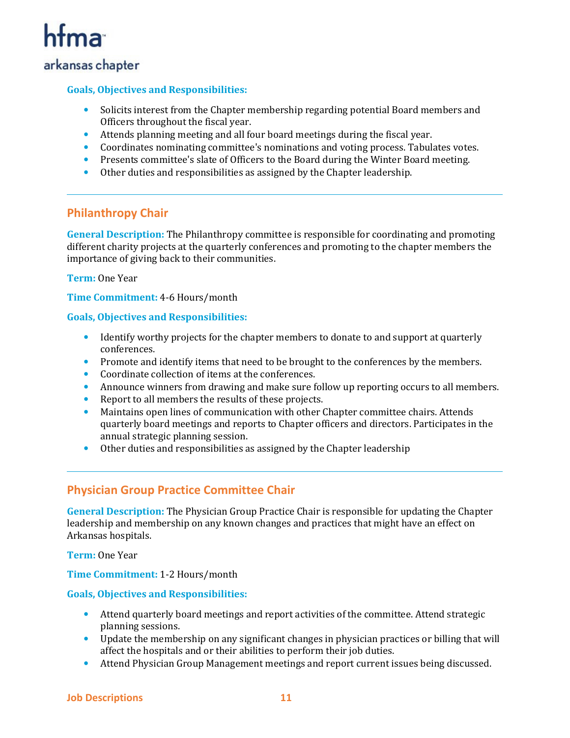**Goals, Objectives and Responsibilities:**

- Solicits interest from the Chapter membership regarding potential Board members and Officers throughout the fiscal year.
- Attends planning meeting and all four board meetings during the fiscal year.
- Coordinates nominating committee's nominations and voting process. Tabulates votes.
- Presents committee's slate of Officers to the Board during the Winter Board meeting.
- Other duties and responsibilities as assigned by the Chapter leadership.

---

## Philanthropy Chair

**General Description:** The Philanthropy committee is responsible for coordinating and promoting different charity projects at the quarterly conferences and promoting to the chapter members the importance of giving back to their communities.

**Term:** One Year

**Time Commitment:** 4-6 Hours/month

**Goals, Objectives and Responsibilities:**

- Identify worthy projects for the chapter members to donate to and support at quarterly conferences.
- Promote and identify items that need to be brought to the conferences by the members.
- Coordinate collection of items at the conferences.
- Announce winners from drawing and make sure follow up reporting occurs to all members.
- Report to all members the results of these projects.
- Maintains open lines of communication with other Chapter committee chairs. Attends quarterly board meetings and reports to Chapter officers and directors. Participates in the annual strategic planning session.
- Other duties and responsibilities as assigned by the Chapter leadership

---

## Physician Group Practice Committee Chair

**General Description:** The Physician Group Practice Chair is responsible for updating the Chapter leadership and membership on any known changes and practices that might have an effect on Arkansas hospitals.

**Term:** One Year

**Time Commitment:** 1-2 Hours/month

**Goals, Objectives and Responsibilities:**

- Attend quarterly board meetings and report activities of the committee. Attend strategic planning sessions.
- Update the membership on any significant changes in physician practices or billing that will affect the hospitals and or their abilities to perform their job duties.
- Attend Physician Group Management meetings and report current issues being discussed.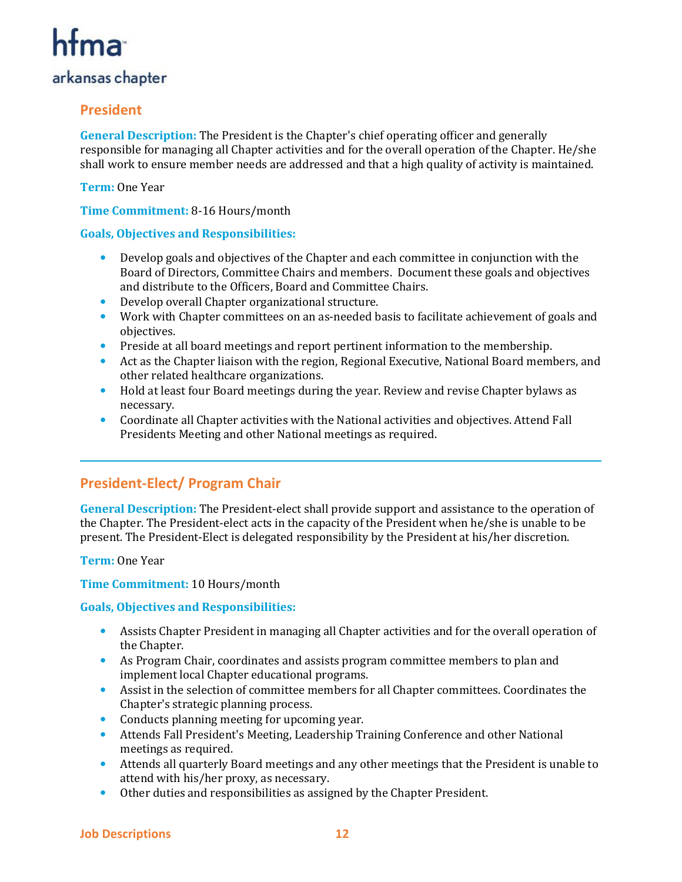## President

**General Description:** The President is the Chapter's chief operating officer and generally responsible for managing all Chapter activities and for the overall operation of the Chapter. He/she shall work to ensure member needs are addressed and that a high quality of activity is maintained.

**Term:** One Year

**Time Commitment:** 8-16 Hours/month

**Goals, Objectives and Responsibilities:**

- Develop goals and objectives of the Chapter and each committee in conjunction with the Board of Directors, Committee Chairs and members. Document these goals and objectives and distribute to the Officers, Board and Committee Chairs.
- Develop overall Chapter organizational structure.
- Work with Chapter committees on an as-needed basis to facilitate achievement of goals and objectives.
- Preside at all board meetings and report pertinent information to the membership.
- Act as the Chapter liaison with the region, Regional Executive, National Board members, and other related healthcare organizations.
- Hold at least four Board meetings during the year. Review and revise Chapter bylaws as necessary.
- Coordinate all Chapter activities with the National activities and objectives. Attend Fall Presidents Meeting and other National meetings as required.

---

## President-Elect/ Program Chair

**General Description:** The President-elect shall provide support and assistance to the operation of the Chapter. The President-elect acts in the capacity of the President when he/she is unable to be present. The President-Elect is delegated responsibility by the President at his/her discretion.

**Term:** One Year

**Time Commitment:** 10 Hours/month

**Goals, Objectives and Responsibilities:**

- Assists Chapter President in managing all Chapter activities and for the overall operation of the Chapter.
- As Program Chair, coordinates and assists program committee members to plan and implement local Chapter educational programs.
- Assist in the selection of committee members for all Chapter committees. Coordinates the Chapter's strategic planning process.
- Conducts planning meeting for upcoming year.
- Attends Fall President's Meeting, Leadership Training Conference and other National meetings as required.
- Attends all quarterly Board meetings and any other meetings that the President is unable to attend with his/her proxy, as necessary.
- Other duties and responsibilities as assigned by the Chapter President.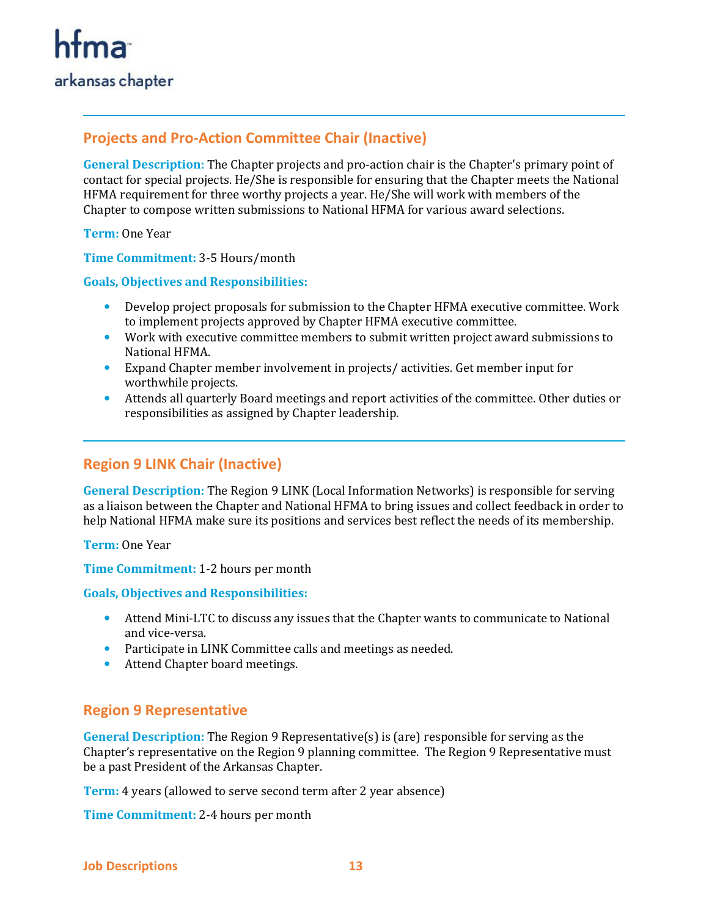## Projects and Pro-Action Committee Chair (Inactive)

**General Description:** The Chapter projects and pro-action chair is the Chapter's primary point of contact for special projects. He/She is responsible for ensuring that the Chapter meets the National HFMA requirement for three worthy projects a year. He/She will work with members of the Chapter to compose written submissions to National HFMA for various award selections.

**Term:** One Year

**Time Commitment:** 3-5 Hours/month

**Goals, Objectives and Responsibilities:**

- Develop project proposals for submission to the Chapter HFMA executive committee. Work to implement projects approved by Chapter HFMA executive committee.
- Work with executive committee members to submit written project award submissions to National HFMA.
- Expand Chapter member involvement in projects/ activities. Get member input for worthwhile projects.
- Attends all quarterly Board meetings and report activities of the committee. Other duties or responsibilities as assigned by Chapter leadership.

---

## Region 9 LINK Chair (Inactive)

**General Description:** The Region 9 LINK (Local Information Networks) is responsible for serving as a liaison between the Chapter and National HFMA to bring issues and collect feedback in order to help National HFMA make sure its positions and services best reflect the needs of its membership.

**Term:** One Year

**Time Commitment:** 1-2 hours per month

**Goals, Objectives and Responsibilities:**

- Attend Mini-LTC to discuss any issues that the Chapter wants to communicate to National and vice-versa.
- Participate in LINK Committee calls and meetings as needed.
- Attend Chapter board meetings.

## Region 9 Representative

**General Description:** The Region 9 Representative(s) is (are) responsible for serving as the Chapter's representative on the Region 9 planning committee. The Region 9 Representative must be a past President of the Arkansas Chapter.

**Term:** 4 years (allowed to serve second term after 2 year absence)

**Time Commitment:** 2-4 hours per month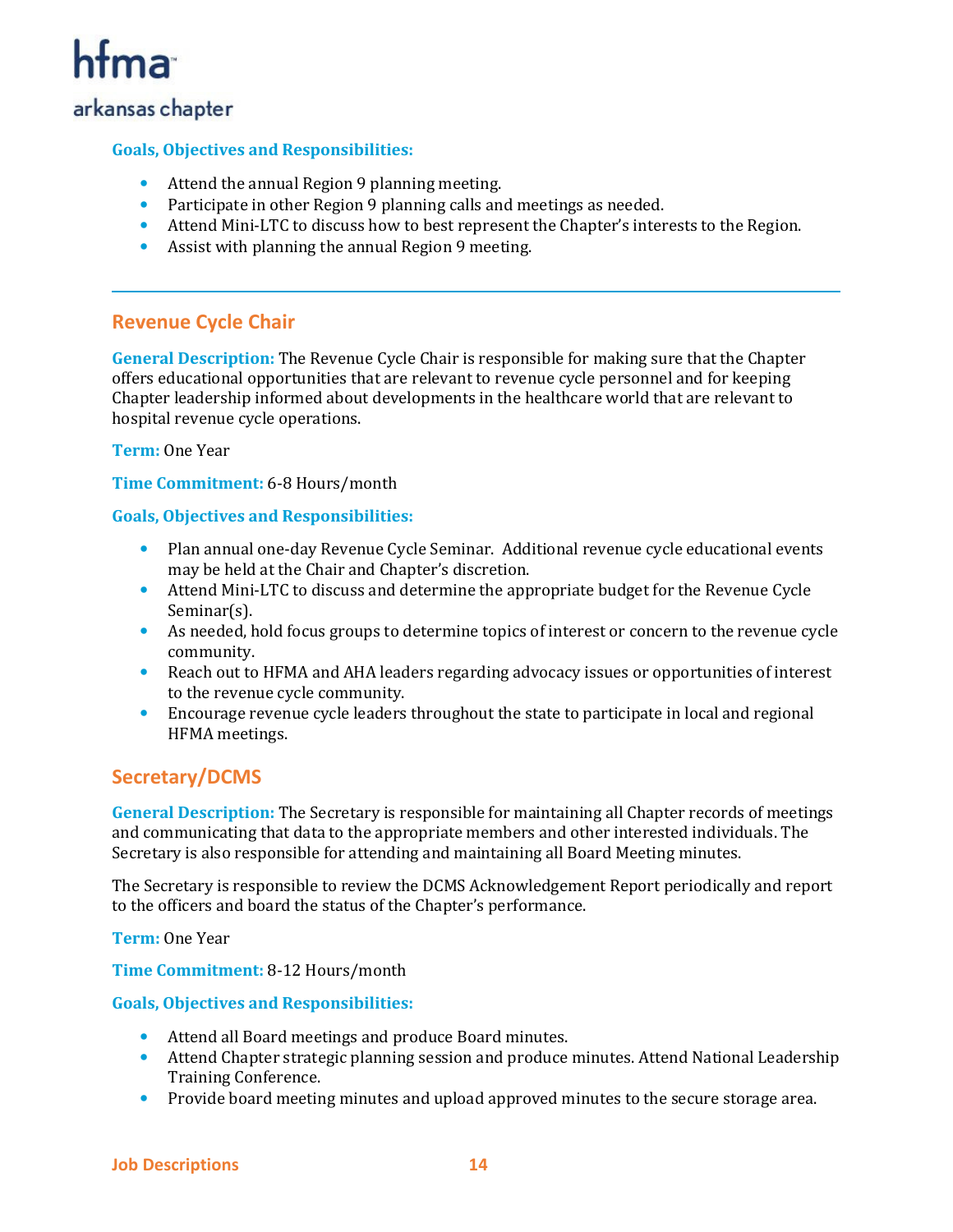**Goals, Objectives and Responsibilities:**

- Attend the annual Region 9 planning meeting.
- Participate in other Region 9 planning calls and meetings as needed.
- Attend Mini-LTC to discuss how to best represent the Chapter's interests to the Region.
- Assist with planning the annual Region 9 meeting.

---

## Revenue Cycle Chair

**General Description:** The Revenue Cycle Chair is responsible for making sure that the Chapter offers educational opportunities that are relevant to revenue cycle personnel and for keeping Chapter leadership informed about developments in the healthcare world that are relevant to hospital revenue cycle operations.

**Term:** One Year

**Time Commitment:** 6-8 Hours/month

**Goals, Objectives and Responsibilities:**

- Plan annual one-day Revenue Cycle Seminar. Additional revenue cycle educational events may be held at the Chair and Chapter's discretion.
- Attend Mini-LTC to discuss and determine the appropriate budget for the Revenue Cycle Seminar(s).
- As needed, hold focus groups to determine topics of interest or concern to the revenue cycle community.
- Reach out to HFMA and AHA leaders regarding advocacy issues or opportunities of interest to the revenue cycle community.
- Encourage revenue cycle leaders throughout the state to participate in local and regional HFMA meetings.

## Secretary/DCMS

**General Description:** The Secretary is responsible for maintaining all Chapter records of meetings and communicating that data to the appropriate members and other interested individuals. The Secretary is also responsible for attending and maintaining all Board Meeting minutes.

The Secretary is responsible to review the DCMS Acknowledgement Report periodically and report to the officers and board the status of the Chapter's performance.

**Term:** One Year

**Time Commitment:** 8-12 Hours/month

**Goals, Objectives and Responsibilities:**

- Attend all Board meetings and produce Board minutes.
- Attend Chapter strategic planning session and produce minutes. Attend National Leadership Training Conference.
- Provide board meeting minutes and upload approved minutes to the secure storage area.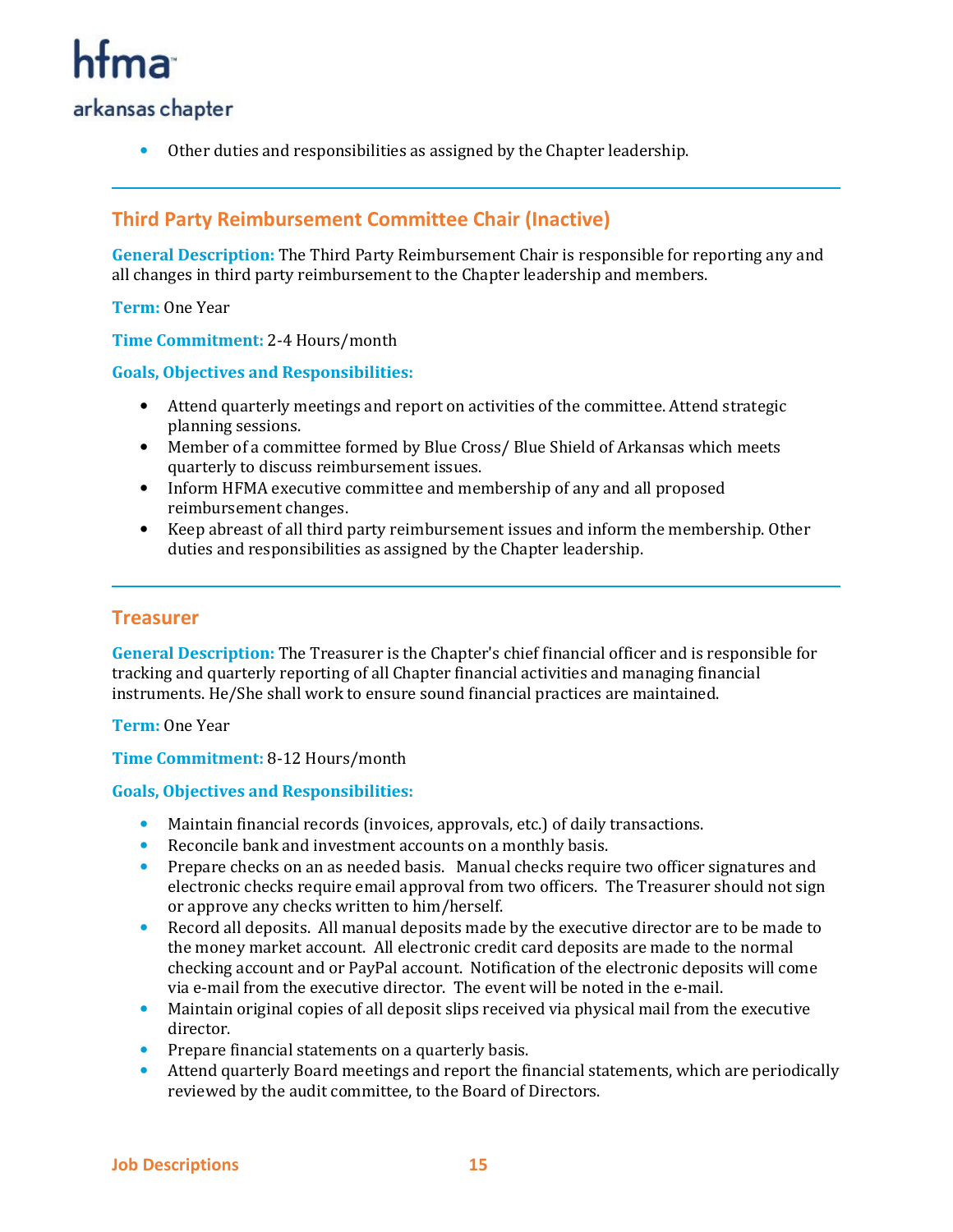- Other duties and responsibilities as assigned by the Chapter leadership.

---

## Third Party Reimbursement Committee Chair (Inactive)

**General Description:** The Third Party Reimbursement Chair is responsible for reporting any and all changes in third party reimbursement to the Chapter leadership and members.

**Term:** One Year

**Time Commitment:** 2-4 Hours/month

**Goals, Objectives and Responsibilities:**

- Attend quarterly meetings and report on activities of the committee. Attend strategic planning sessions.
- Member of a committee formed by Blue Cross/ Blue Shield of Arkansas which meets quarterly to discuss reimbursement issues.
- Inform HFMA executive committee and membership of any and all proposed reimbursement changes.
- Keep abreast of all third party reimbursement issues and inform the membership. Other duties and responsibilities as assigned by the Chapter leadership.

---

## Treasurer

**General Description:** The Treasurer is the Chapter's chief financial officer and is responsible for tracking and quarterly reporting of all Chapter financial activities and managing financial instruments. He/She shall work to ensure sound financial practices are maintained.

**Term:** One Year

**Time Commitment:** 8-12 Hours/month

**Goals, Objectives and Responsibilities:**

- Maintain financial records (invoices, approvals, etc.) of daily transactions.
- Reconcile bank and investment accounts on a monthly basis.
- Prepare checks on an as needed basis. Manual checks require two officer signatures and electronic checks require email approval from two officers. The Treasurer should not sign or approve any checks written to him/herself.
- Record all deposits. All manual deposits made by the executive director are to be made to the money market account. All electronic credit card deposits are made to the normal checking account and or PayPal account. Notification of the electronic deposits will come via e-mail from the executive director. The event will be noted in the e-mail.
- Maintain original copies of all deposit slips received via physical mail from the executive director.
- Prepare financial statements on a quarterly basis.
- Attend quarterly Board meetings and report the financial statements, which are periodically reviewed by the audit committee, to the Board of Directors.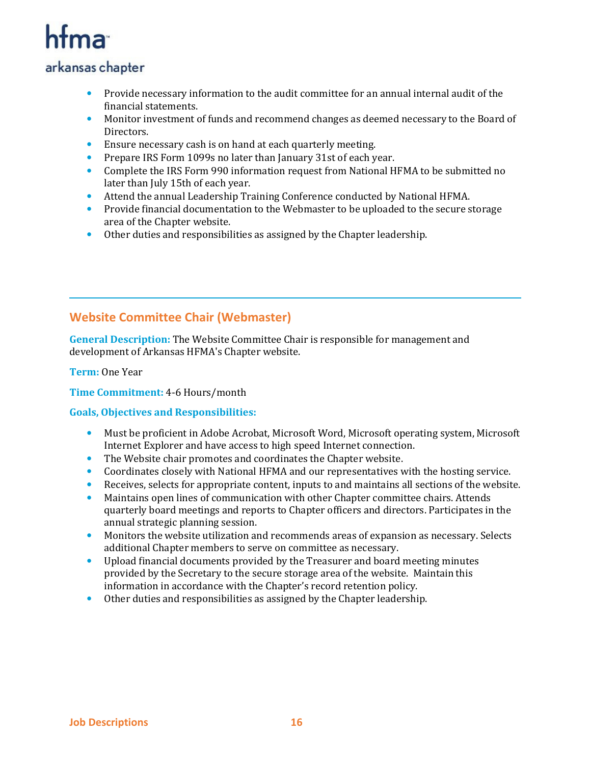- Provide necessary information to the audit committee for an annual internal audit of the financial statements.
- Monitor investment of funds and recommend changes as deemed necessary to the Board of Directors.
- Ensure necessary cash is on hand at each quarterly meeting.
- Prepare IRS Form 1099s no later than January 31st of each year.
- Complete the IRS Form 990 information request from National HFMA to be submitted no later than July 15th of each year.
- Attend the annual Leadership Training Conference conducted by National HFMA.
- Provide financial documentation to the Webmaster to be uploaded to the secure storage area of the Chapter website.
- Other duties and responsibilities as assigned by the Chapter leadership.

---

## Website Committee Chair (Webmaster)

**General Description:** The Website Committee Chair is responsible for management and development of Arkansas HFMA's Chapter website.

**Term:** One Year

**Time Commitment:** 4-6 Hours/month

**Goals, Objectives and Responsibilities:**

- Must be proficient in Adobe Acrobat, Microsoft Word, Microsoft operating system, Microsoft Internet Explorer and have access to high speed Internet connection.
- The Website chair promotes and coordinates the Chapter website.
- Coordinates closely with National HFMA and our representatives with the hosting service.
- Receives, selects for appropriate content, inputs to and maintains all sections of the website.
- Maintains open lines of communication with other Chapter committee chairs. Attends quarterly board meetings and reports to Chapter officers and directors. Participates in the annual strategic planning session.
- Monitors the website utilization and recommends areas of expansion as necessary. Selects additional Chapter members to serve on committee as necessary.
- Upload financial documents provided by the Treasurer and board meeting minutes provided by the Secretary to the secure storage area of the website. Maintain this information in accordance with the Chapter's record retention policy.
- Other duties and responsibilities as assigned by the Chapter leadership.